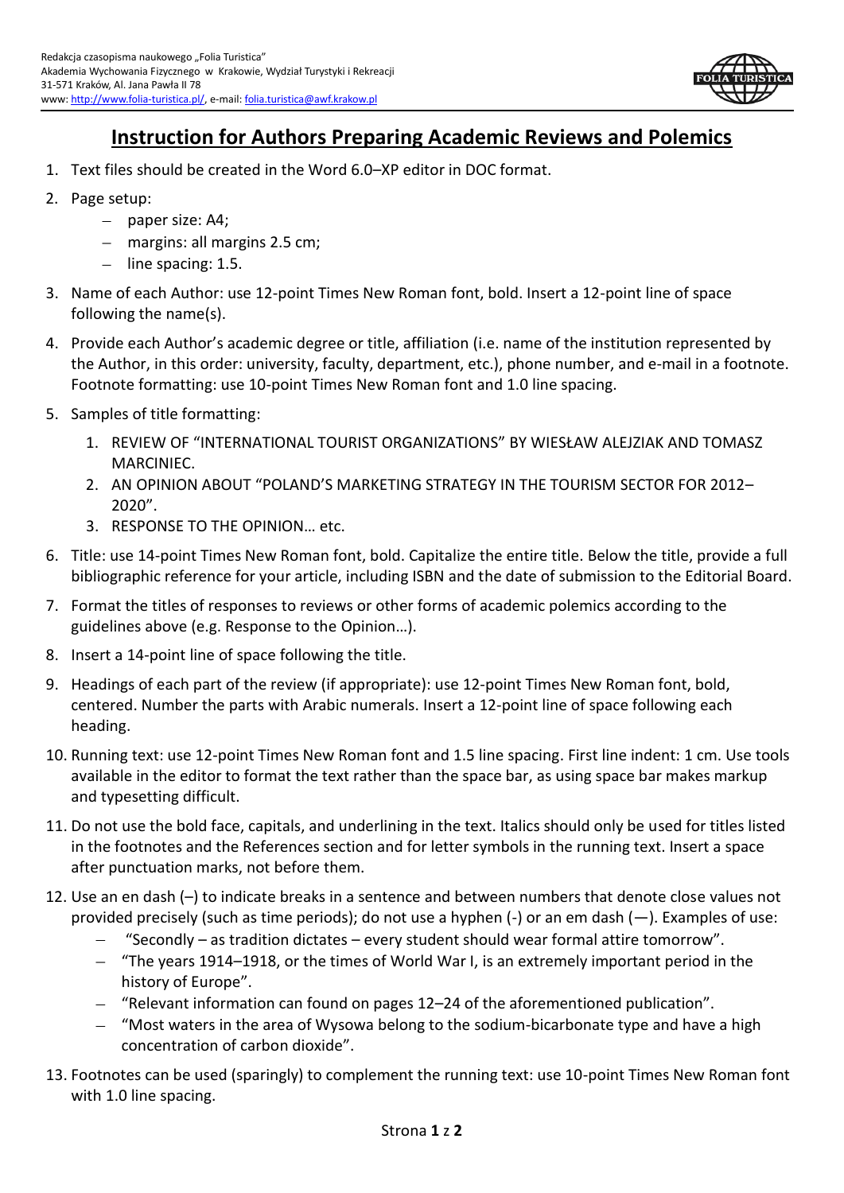Redakcja czasopisma naukowego „Folia Turistica"
Akademia Wychowania Fizycznego w Krakowie, Wydział Turystyki i Rekreacji
31-571 Kraków, Al. Jana Pawła II 78
www: http://www.folia-turistica.pl/, e-mail: folia.turistica@awf.krakow.pl

# Instruction for Authors Preparing Academic Reviews and Polemics

1. Text files should be created in the Word 6.0–XP editor in DOC format.
2. Page setup:
   - paper size: A4;
   - margins: all margins 2.5 cm;
   - line spacing: 1.5.
3. Name of each Author: use 12-point Times New Roman font, bold. Insert a 12-point line of space following the name(s).
4. Provide each Author's academic degree or title, affiliation (i.e. name of the institution represented by the Author, in this order: university, faculty, department, etc.), phone number, and e-mail in a footnote. Footnote formatting: use 10-point Times New Roman font and 1.0 line spacing.
5. Samples of title formatting:
   1. REVIEW OF "INTERNATIONAL TOURIST ORGANIZATIONS" BY WIESŁAW ALEJZIAK AND TOMASZ MARCINIEC.
   2. AN OPINION ABOUT "POLAND'S MARKETING STRATEGY IN THE TOURISM SECTOR FOR 2012–2020".
   3. RESPONSE TO THE OPINION… etc.
6. Title: use 14-point Times New Roman font, bold. Capitalize the entire title. Below the title, provide a full bibliographic reference for your article, including ISBN and the date of submission to the Editorial Board.
7. Format the titles of responses to reviews or other forms of academic polemics according to the guidelines above (e.g. Response to the Opinion…).
8. Insert a 14-point line of space following the title.
9. Headings of each part of the review (if appropriate): use 12-point Times New Roman font, bold, centered. Number the parts with Arabic numerals. Insert a 12-point line of space following each heading.
10. Running text: use 12-point Times New Roman font and 1.5 line spacing. First line indent: 1 cm. Use tools available in the editor to format the text rather than the space bar, as using space bar makes markup and typesetting difficult.
11. Do not use the bold face, capitals, and underlining in the text. Italics should only be used for titles listed in the footnotes and the References section and for letter symbols in the running text. Insert a space after punctuation marks, not before them.
12. Use an en dash (–) to indicate breaks in a sentence and between numbers that denote close values not provided precisely (such as time periods); do not use a hyphen (-) or an em dash (—). Examples of use:
    - "Secondly – as tradition dictates – every student should wear formal attire tomorrow".
    - "The years 1914–1918, or the times of World War I, is an extremely important period in the history of Europe".
    - "Relevant information can found on pages 12–24 of the aforementioned publication".
    - "Most waters in the area of Wysowa belong to the sodium-bicarbonate type and have a high concentration of carbon dioxide".
13. Footnotes can be used (sparingly) to complement the running text: use 10-point Times New Roman font with 1.0 line spacing.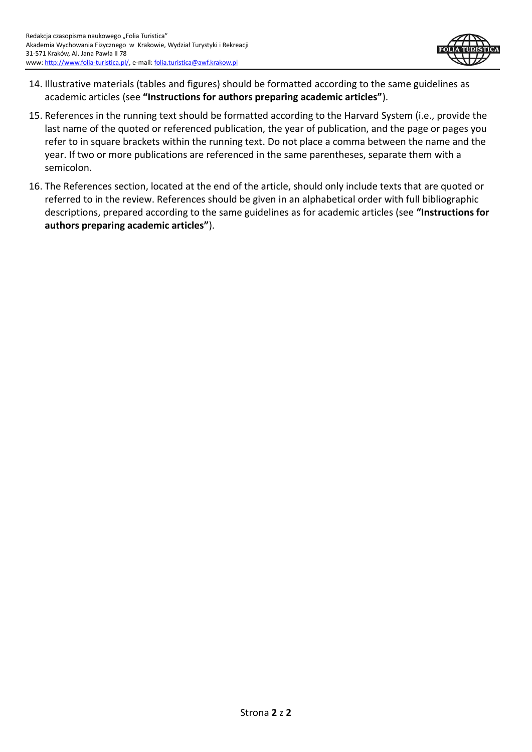14. Illustrative materials (tables and figures) should be formatted according to the same guidelines as academic articles (see **"Instructions for authors preparing academic articles"**).
15. References in the running text should be formatted according to the Harvard System (i.e., provide the last name of the quoted or referenced publication, the year of publication, and the page or pages you refer to in square brackets within the running text. Do not place a comma between the name and the year. If two or more publications are referenced in the same parentheses, separate them with a semicolon.
16. The References section, located at the end of the article, should only include texts that are quoted or referred to in the review. References should be given in an alphabetical order with full bibliographic descriptions, prepared according to the same guidelines as for academic articles (see **"Instructions for authors preparing academic articles"**).